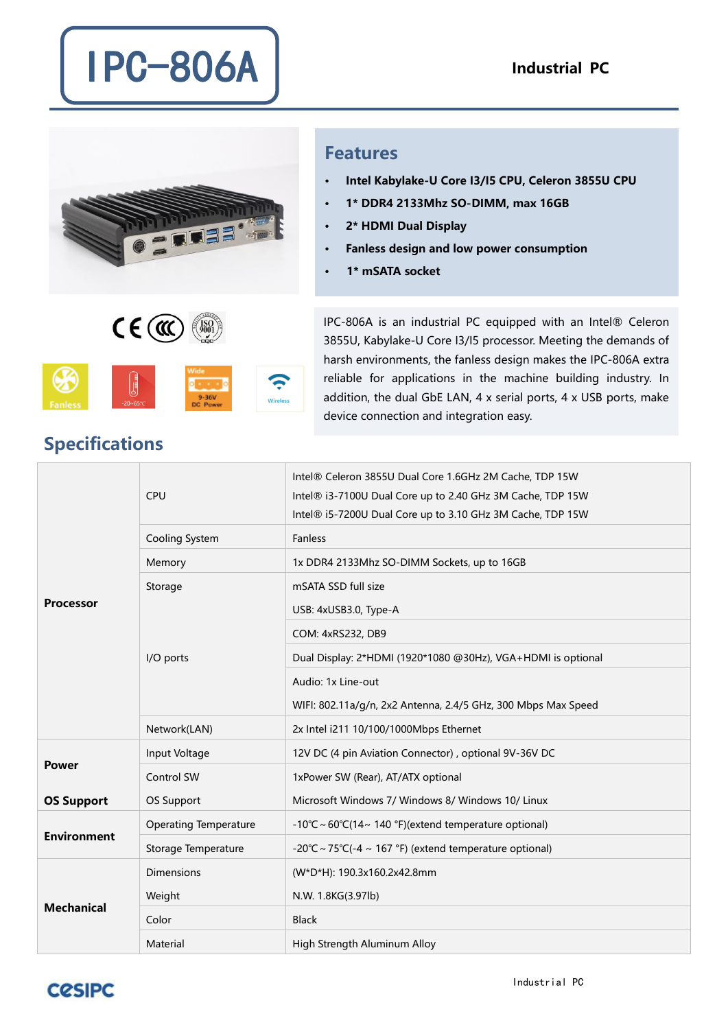# IPC-806A

**Industrial PC**

## Features

- **Intel Kabylake-U Core I3/I5 CPU, Celeron 3855U CPU**
- **1* DDR4 2133Mhz SO-DIMM, max 16GB**
- **2* HDMI Dual Display**
- **Fanless design and low power consumption**
- **1* mSATA socket**

Fanless | -20~65℃ | Wide 9-36V DC Power | Wireless

IPC-806A is an industrial PC equipped with an Intel® Celeron 3855U, Kabylake-U Core I3/I5 processor. Meeting the demands of harsh environments, the fanless design makes the IPC-806A extra reliable for applications in the machine building industry. In addition, the dual GbE LAN, 4 x serial ports, 4 x USB ports, make device connection and integration easy.

## Specifications

| | | |
|---|---|---|
| **Processor** | CPU | Intel® Celeron 3855U Dual Core 1.6GHz 2M Cache, TDP 15W<br>Intel® i3-7100U Dual Core up to 2.40 GHz 3M Cache, TDP 15W<br>Intel® i5-7200U Dual Core up to 3.10 GHz 3M Cache, TDP 15W |
| | Cooling System | Fanless |
| | Memory | 1x DDR4 2133Mhz SO-DIMM Sockets, up to 16GB |
| | Storage | mSATA SSD full size |
| | I/O ports | USB: 4xUSB3.0, Type-A |
| | | COM: 4xRS232, DB9 |
| | | Dual Display: 2*HDMI (1920*1080 @30Hz), VGA+HDMI is optional |
| | | Audio: 1x Line-out |
| | | WIFI: 802.11a/g/n, 2x2 Antenna, 2.4/5 GHz, 300 Mbps Max Speed |
| | Network(LAN) | 2x Intel i211 10/100/1000Mbps Ethernet |
| **Power** | Input Voltage | 12V DC (4 pin Aviation Connector) , optional 9V-36V DC |
| | Control SW | 1xPower SW (Rear), AT/ATX optional |
| **OS Support** | OS Support | Microsoft Windows 7/ Windows 8/ Windows 10/ Linux |
| **Environment** | Operating Temperature | -10℃ ~ 60℃(14~ 140 °F)(extend temperature optional) |
| | Storage Temperature | -20℃ ~ 75℃(-4 ~ 167 °F) (extend temperature optional) |
| **Mechanical** | Dimensions | (W*D*H): 190.3x160.2x42.8mm |
| | Weight | N.W. 1.8KG(3.97lb) |
| | Color | Black |
| | Material | High Strength Aluminum Alloy |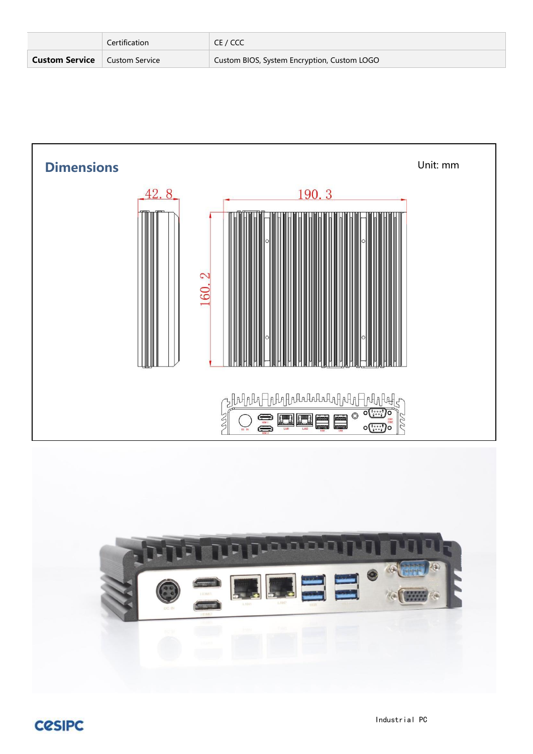| | Certification | CE / CCC |
|---|---|---|
| **Custom Service** | Custom Service | Custom BIOS, System Encryption, Custom LOGO |

## Dimensions

Unit: mm

42. 8

190. 3

160. 2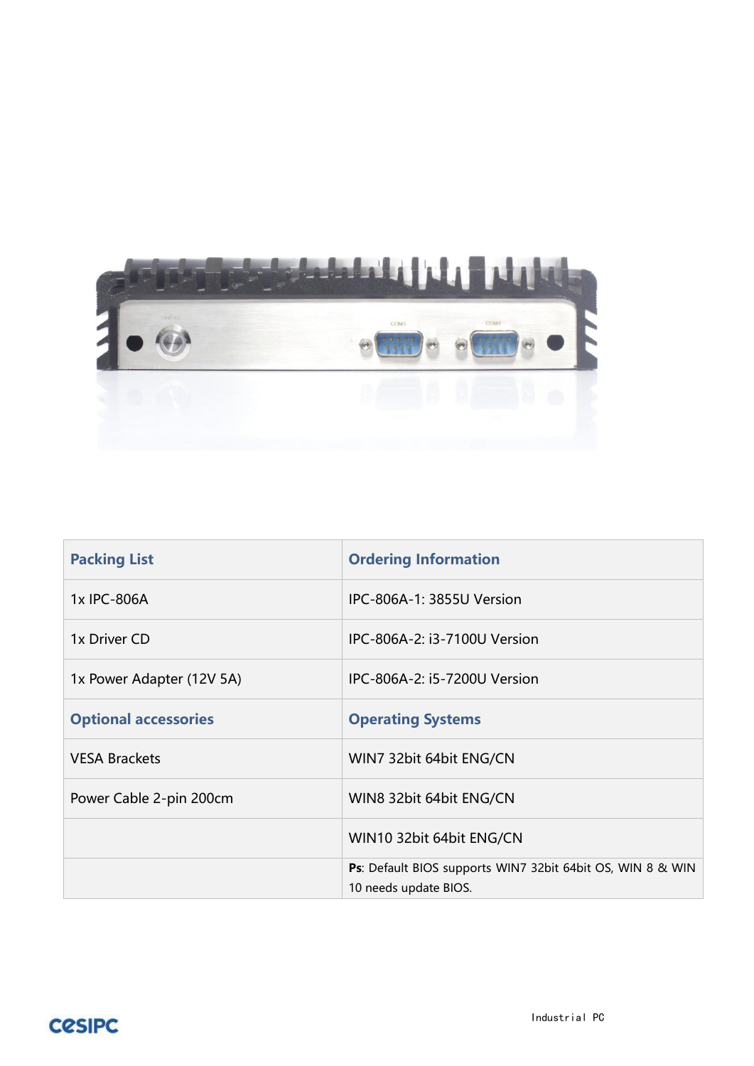| Packing List | Ordering Information |
| --- | --- |
| 1x IPC-806A | IPC-806A-1: 3855U Version |
| 1x Driver CD | IPC-806A-2: i3-7100U Version |
| 1x Power Adapter (12V 5A) | IPC-806A-2: i5-7200U Version |
| **Optional accessories** | **Operating Systems** |
| VESA Brackets | WIN7 32bit 64bit ENG/CN |
| Power Cable 2-pin 200cm | WIN8 32bit 64bit ENG/CN |
| | WIN10 32bit 64bit ENG/CN |
| | **Ps**: Default BIOS supports WIN7 32bit 64bit OS, WIN 8 & WIN 10 needs update BIOS. |